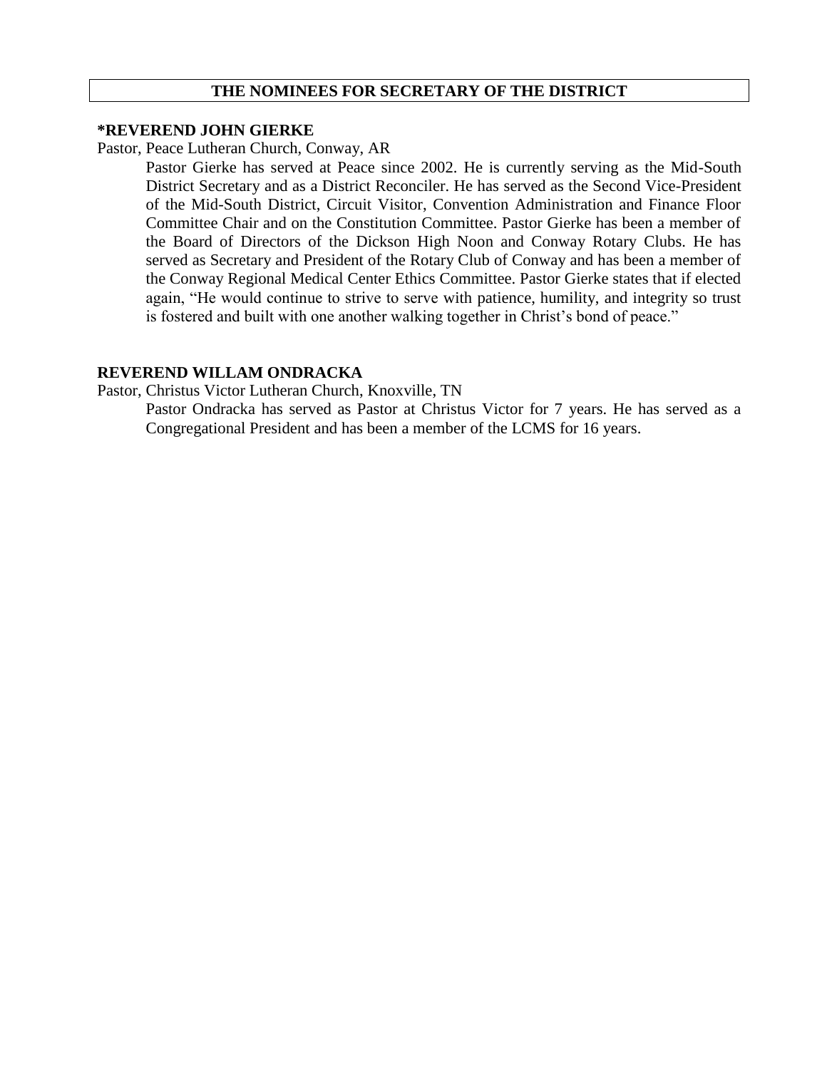## THE NOMINEES FOR SECRETARY OF THE DISTRICT

**\*REVEREND JOHN GIERKE**

Pastor, Peace Lutheran Church, Conway, AR

Pastor Gierke has served at Peace since 2002. He is currently serving as the Mid-South District Secretary and as a District Reconciler. He has served as the Second Vice-President of the Mid-South District, Circuit Visitor, Convention Administration and Finance Floor Committee Chair and on the Constitution Committee. Pastor Gierke has been a member of the Board of Directors of the Dickson High Noon and Conway Rotary Clubs. He has served as Secretary and President of the Rotary Club of Conway and has been a member of the Conway Regional Medical Center Ethics Committee. Pastor Gierke states that if elected again, "He would continue to strive to serve with patience, humility, and integrity so trust is fostered and built with one another walking together in Christ's bond of peace."

**REVEREND WILLAM ONDRACKA**

Pastor, Christus Victor Lutheran Church, Knoxville, TN

Pastor Ondracka has served as Pastor at Christus Victor for 7 years. He has served as a Congregational President and has been a member of the LCMS for 16 years.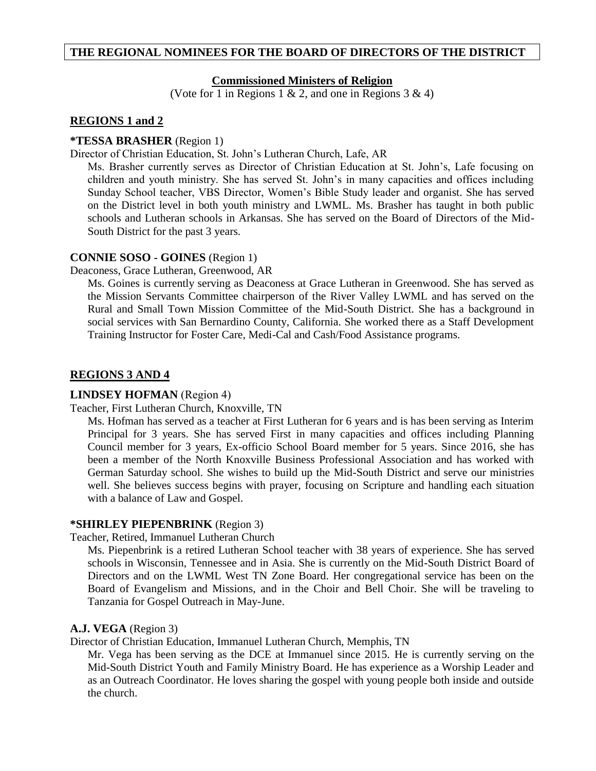# THE REGIONAL NOMINEES FOR THE BOARD OF DIRECTORS OF THE DISTRICT

## Commissioned Ministers of Religion

(Vote for 1 in Regions 1 & 2, and one in Regions 3 & 4)

### REGIONS 1 and 2

**\*TESSA BRASHER** (Region 1)

Director of Christian Education, St. John's Lutheran Church, Lafe, AR

Ms. Brasher currently serves as Director of Christian Education at St. John's, Lafe focusing on children and youth ministry. She has served St. John's in many capacities and offices including Sunday School teacher, VBS Director, Women's Bible Study leader and organist. She has served on the District level in both youth ministry and LWML. Ms. Brasher has taught in both public schools and Lutheran schools in Arkansas. She has served on the Board of Directors of the Mid-South District for the past 3 years.

**CONNIE SOSO - GOINES** (Region 1)

Deaconess, Grace Lutheran, Greenwood, AR

Ms. Goines is currently serving as Deaconess at Grace Lutheran in Greenwood. She has served as the Mission Servants Committee chairperson of the River Valley LWML and has served on the Rural and Small Town Mission Committee of the Mid-South District. She has a background in social services with San Bernardino County, California. She worked there as a Staff Development Training Instructor for Foster Care, Medi-Cal and Cash/Food Assistance programs.

### REGIONS 3 AND 4

**LINDSEY HOFMAN** (Region 4)

Teacher, First Lutheran Church, Knoxville, TN

Ms. Hofman has served as a teacher at First Lutheran for 6 years and is has been serving as Interim Principal for 3 years. She has served First in many capacities and offices including Planning Council member for 3 years, Ex-officio School Board member for 5 years. Since 2016, she has been a member of the North Knoxville Business Professional Association and has worked with German Saturday school. She wishes to build up the Mid-South District and serve our ministries well. She believes success begins with prayer, focusing on Scripture and handling each situation with a balance of Law and Gospel.

**\*SHIRLEY PIEPENBRINK** (Region 3)

Teacher, Retired, Immanuel Lutheran Church

Ms. Piepenbrink is a retired Lutheran School teacher with 38 years of experience. She has served schools in Wisconsin, Tennessee and in Asia. She is currently on the Mid-South District Board of Directors and on the LWML West TN Zone Board. Her congregational service has been on the Board of Evangelism and Missions, and in the Choir and Bell Choir. She will be traveling to Tanzania for Gospel Outreach in May-June.

**A.J. VEGA** (Region 3)

Director of Christian Education, Immanuel Lutheran Church, Memphis, TN

Mr. Vega has been serving as the DCE at Immanuel since 2015. He is currently serving on the Mid-South District Youth and Family Ministry Board. He has experience as a Worship Leader and as an Outreach Coordinator. He loves sharing the gospel with young people both inside and outside the church.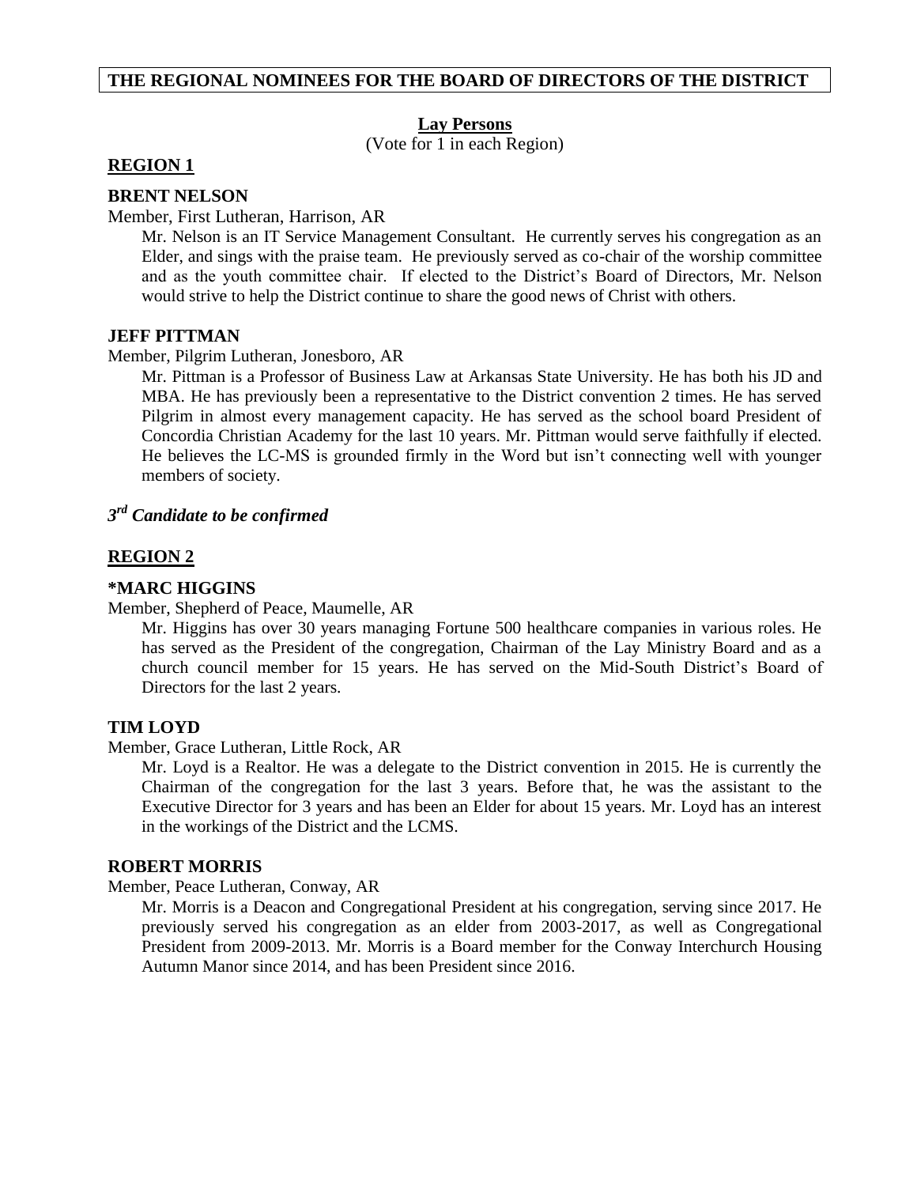**THE REGIONAL NOMINEES FOR THE BOARD OF DIRECTORS OF THE DISTRICT**

## Lay Persons

(Vote for 1 in each Region)

### REGION 1

**BRENT NELSON**

Member, First Lutheran, Harrison, AR

Mr. Nelson is an IT Service Management Consultant. He currently serves his congregation as an Elder, and sings with the praise team. He previously served as co-chair of the worship committee and as the youth committee chair. If elected to the District's Board of Directors, Mr. Nelson would strive to help the District continue to share the good news of Christ with others.

**JEFF PITTMAN**

Member, Pilgrim Lutheran, Jonesboro, AR

Mr. Pittman is a Professor of Business Law at Arkansas State University. He has both his JD and MBA. He has previously been a representative to the District convention 2 times. He has served Pilgrim in almost every management capacity. He has served as the school board President of Concordia Christian Academy for the last 10 years. Mr. Pittman would serve faithfully if elected. He believes the LC-MS is grounded firmly in the Word but isn't connecting well with younger members of society.

***3rd Candidate to be confirmed***

### REGION 2

**\*MARC HIGGINS**

Member, Shepherd of Peace, Maumelle, AR

Mr. Higgins has over 30 years managing Fortune 500 healthcare companies in various roles. He has served as the President of the congregation, Chairman of the Lay Ministry Board and as a church council member for 15 years. He has served on the Mid-South District's Board of Directors for the last 2 years.

**TIM LOYD**

Member, Grace Lutheran, Little Rock, AR

Mr. Loyd is a Realtor. He was a delegate to the District convention in 2015. He is currently the Chairman of the congregation for the last 3 years. Before that, he was the assistant to the Executive Director for 3 years and has been an Elder for about 15 years. Mr. Loyd has an interest in the workings of the District and the LCMS.

**ROBERT MORRIS**

Member, Peace Lutheran, Conway, AR

Mr. Morris is a Deacon and Congregational President at his congregation, serving since 2017. He previously served his congregation as an elder from 2003-2017, as well as Congregational President from 2009-2013. Mr. Morris is a Board member for the Conway Interchurch Housing Autumn Manor since 2014, and has been President since 2016.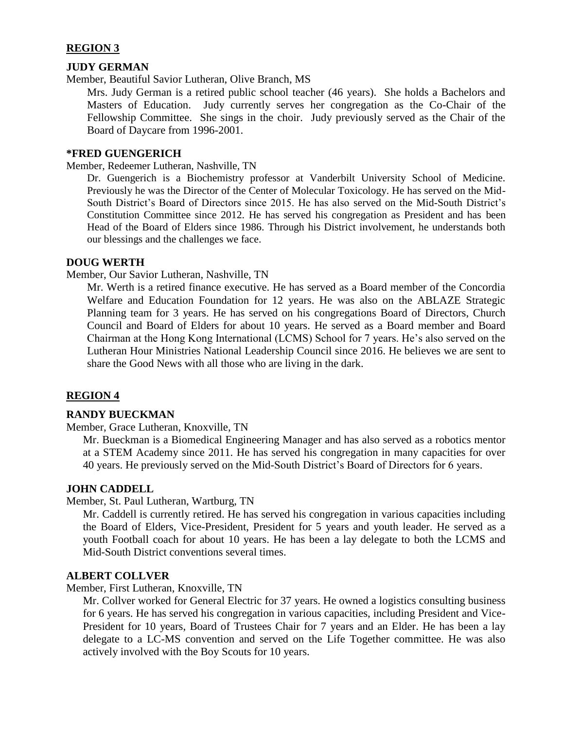## REGION 3

### JUDY GERMAN

Member, Beautiful Savior Lutheran, Olive Branch, MS

Mrs. Judy German is a retired public school teacher (46 years). She holds a Bachelors and Masters of Education. Judy currently serves her congregation as the Co-Chair of the Fellowship Committee. She sings in the choir. Judy previously served as the Chair of the Board of Daycare from 1996-2001.

### *FRED GUENGERICH

Member, Redeemer Lutheran, Nashville, TN

Dr. Guengerich is a Biochemistry professor at Vanderbilt University School of Medicine. Previously he was the Director of the Center of Molecular Toxicology. He has served on the Mid-South District's Board of Directors since 2015. He has also served on the Mid-South District's Constitution Committee since 2012. He has served his congregation as President and has been Head of the Board of Elders since 1986. Through his District involvement, he understands both our blessings and the challenges we face.

### DOUG WERTH

Member, Our Savior Lutheran, Nashville, TN

Mr. Werth is a retired finance executive. He has served as a Board member of the Concordia Welfare and Education Foundation for 12 years. He was also on the ABLAZE Strategic Planning team for 3 years. He has served on his congregations Board of Directors, Church Council and Board of Elders for about 10 years. He served as a Board member and Board Chairman at the Hong Kong International (LCMS) School for 7 years. He's also served on the Lutheran Hour Ministries National Leadership Council since 2016. He believes we are sent to share the Good News with all those who are living in the dark.

## REGION 4

### RANDY BUECKMAN

Member, Grace Lutheran, Knoxville, TN

Mr. Bueckman is a Biomedical Engineering Manager and has also served as a robotics mentor at a STEM Academy since 2011. He has served his congregation in many capacities for over 40 years. He previously served on the Mid-South District's Board of Directors for 6 years.

### JOHN CADDELL

Member, St. Paul Lutheran, Wartburg, TN

Mr. Caddell is currently retired. He has served his congregation in various capacities including the Board of Elders, Vice-President, President for 5 years and youth leader. He served as a youth Football coach for about 10 years. He has been a lay delegate to both the LCMS and Mid-South District conventions several times.

### ALBERT COLLVER

Member, First Lutheran, Knoxville, TN

Mr. Collver worked for General Electric for 37 years. He owned a logistics consulting business for 6 years. He has served his congregation in various capacities, including President and Vice-President for 10 years, Board of Trustees Chair for 7 years and an Elder. He has been a lay delegate to a LC-MS convention and served on the Life Together committee. He was also actively involved with the Boy Scouts for 10 years.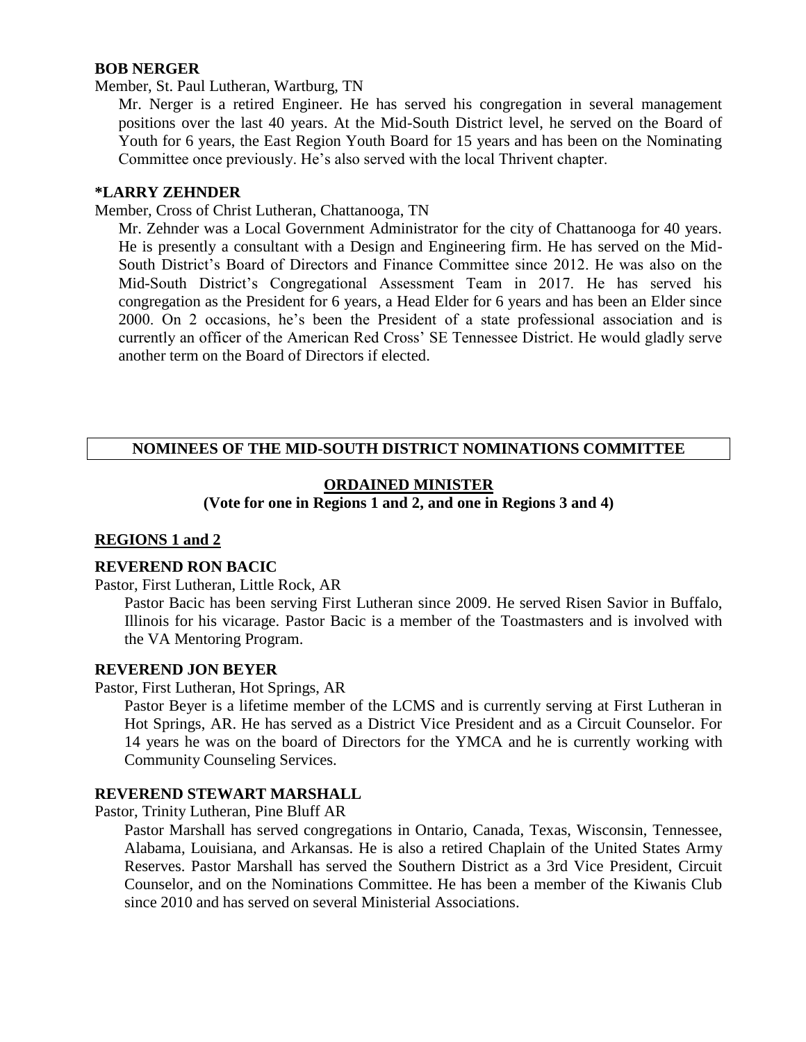**BOB NERGER**

Member, St. Paul Lutheran, Wartburg, TN

Mr. Nerger is a retired Engineer. He has served his congregation in several management positions over the last 40 years. At the Mid-South District level, he served on the Board of Youth for 6 years, the East Region Youth Board for 15 years and has been on the Nominating Committee once previously. He's also served with the local Thrivent chapter.

**\*LARRY ZEHNDER**

Member, Cross of Christ Lutheran, Chattanooga, TN

Mr. Zehnder was a Local Government Administrator for the city of Chattanooga for 40 years. He is presently a consultant with a Design and Engineering firm. He has served on the Mid-South District's Board of Directors and Finance Committee since 2012. He was also on the Mid-South District's Congregational Assessment Team in 2017. He has served his congregation as the President for 6 years, a Head Elder for 6 years and has been an Elder since 2000. On 2 occasions, he's been the President of a state professional association and is currently an officer of the American Red Cross' SE Tennessee District. He would gladly serve another term on the Board of Directors if elected.

## NOMINEES OF THE MID-SOUTH DISTRICT NOMINATIONS COMMITTEE

### ORDAINED MINISTER

**(Vote for one in Regions 1 and 2, and one in Regions 3 and 4)**

**REGIONS 1 and 2**

**REVEREND RON BACIC**

Pastor, First Lutheran, Little Rock, AR

Pastor Bacic has been serving First Lutheran since 2009. He served Risen Savior in Buffalo, Illinois for his vicarage. Pastor Bacic is a member of the Toastmasters and is involved with the VA Mentoring Program.

**REVEREND JON BEYER**

Pastor, First Lutheran, Hot Springs, AR

Pastor Beyer is a lifetime member of the LCMS and is currently serving at First Lutheran in Hot Springs, AR. He has served as a District Vice President and as a Circuit Counselor. For 14 years he was on the board of Directors for the YMCA and he is currently working with Community Counseling Services.

**REVEREND STEWART MARSHALL**

Pastor, Trinity Lutheran, Pine Bluff AR

Pastor Marshall has served congregations in Ontario, Canada, Texas, Wisconsin, Tennessee, Alabama, Louisiana, and Arkansas. He is also a retired Chaplain of the United States Army Reserves. Pastor Marshall has served the Southern District as a 3rd Vice President, Circuit Counselor, and on the Nominations Committee. He has been a member of the Kiwanis Club since 2010 and has served on several Ministerial Associations.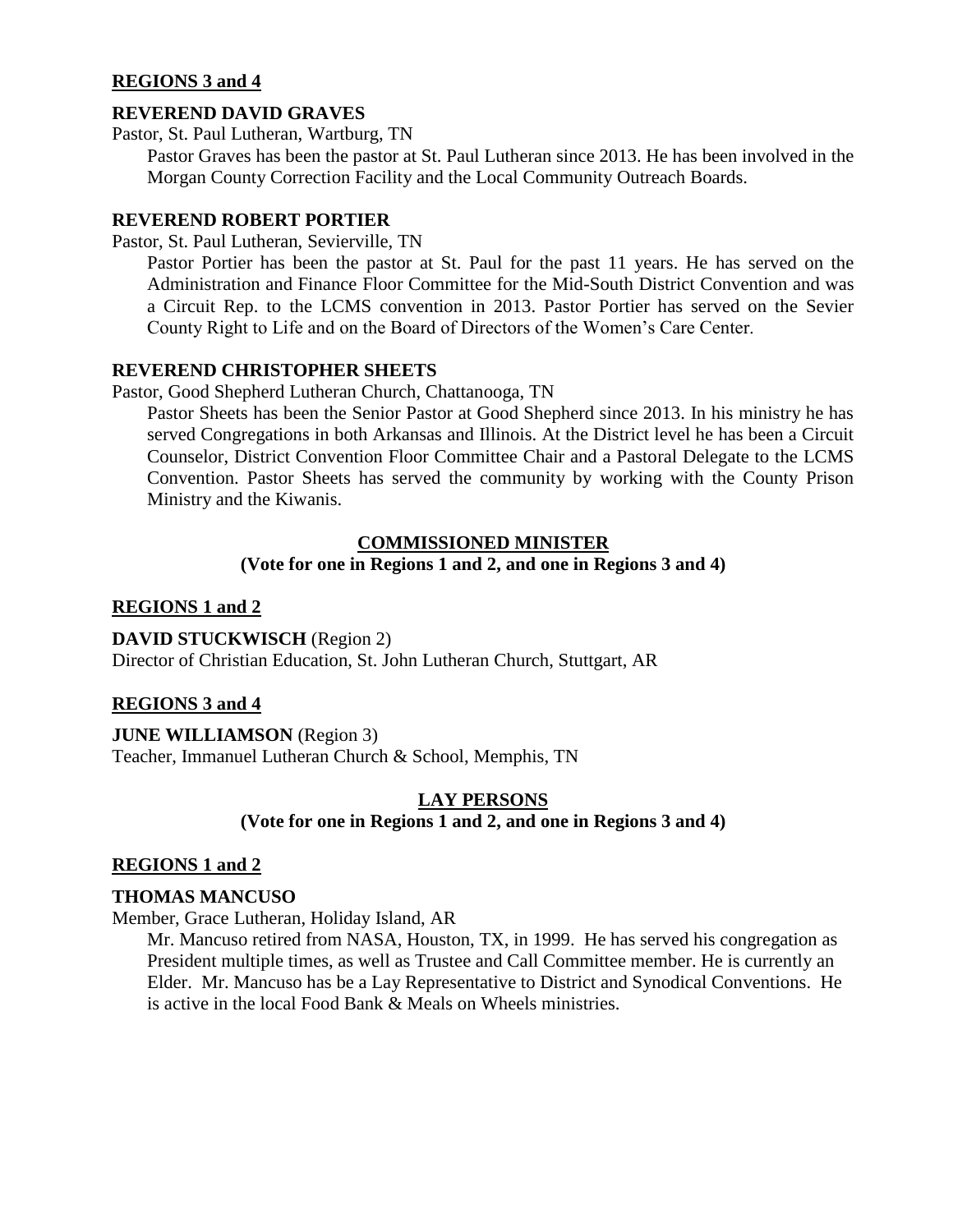**REGIONS 3 and 4**

**REVEREND DAVID GRAVES**

Pastor, St. Paul Lutheran, Wartburg, TN

Pastor Graves has been the pastor at St. Paul Lutheran since 2013. He has been involved in the Morgan County Correction Facility and the Local Community Outreach Boards.

**REVEREND ROBERT PORTIER**

Pastor, St. Paul Lutheran, Sevierville, TN

Pastor Portier has been the pastor at St. Paul for the past 11 years. He has served on the Administration and Finance Floor Committee for the Mid-South District Convention and was a Circuit Rep. to the LCMS convention in 2013. Pastor Portier has served on the Sevier County Right to Life and on the Board of Directors of the Women's Care Center.

**REVEREND CHRISTOPHER SHEETS**

Pastor, Good Shepherd Lutheran Church, Chattanooga, TN

Pastor Sheets has been the Senior Pastor at Good Shepherd since 2013. In his ministry he has served Congregations in both Arkansas and Illinois. At the District level he has been a Circuit Counselor, District Convention Floor Committee Chair and a Pastoral Delegate to the LCMS Convention. Pastor Sheets has served the community by working with the County Prison Ministry and the Kiwanis.

## COMMISSIONED MINISTER

**(Vote for one in Regions 1 and 2, and one in Regions 3 and 4)**

**REGIONS 1 and 2**

**DAVID STUCKWISCH** (Region 2)

Director of Christian Education, St. John Lutheran Church, Stuttgart, AR

**REGIONS 3 and 4**

**JUNE WILLIAMSON** (Region 3)

Teacher, Immanuel Lutheran Church & School, Memphis, TN

## LAY PERSONS

**(Vote for one in Regions 1 and 2, and one in Regions 3 and 4)**

**REGIONS 1 and 2**

**THOMAS MANCUSO**

Member, Grace Lutheran, Holiday Island, AR

Mr. Mancuso retired from NASA, Houston, TX, in 1999. He has served his congregation as President multiple times, as well as Trustee and Call Committee member. He is currently an Elder. Mr. Mancuso has be a Lay Representative to District and Synodical Conventions. He is active in the local Food Bank & Meals on Wheels ministries.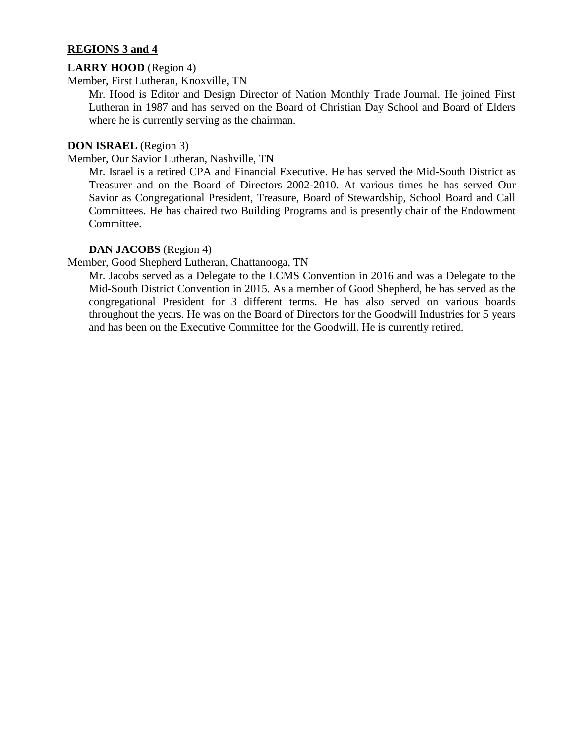**REGIONS 3 and 4**

**LARRY HOOD** (Region 4)

Member, First Lutheran, Knoxville, TN

Mr. Hood is Editor and Design Director of Nation Monthly Trade Journal. He joined First Lutheran in 1987 and has served on the Board of Christian Day School and Board of Elders where he is currently serving as the chairman.

**DON ISRAEL** (Region 3)

Member, Our Savior Lutheran, Nashville, TN

Mr. Israel is a retired CPA and Financial Executive. He has served the Mid-South District as Treasurer and on the Board of Directors 2002-2010. At various times he has served Our Savior as Congregational President, Treasure, Board of Stewardship, School Board and Call Committees. He has chaired two Building Programs and is presently chair of the Endowment Committee.

**DAN JACOBS** (Region 4)

Member, Good Shepherd Lutheran, Chattanooga, TN

Mr. Jacobs served as a Delegate to the LCMS Convention in 2016 and was a Delegate to the Mid-South District Convention in 2015. As a member of Good Shepherd, he has served as the congregational President for 3 different terms. He has also served on various boards throughout the years. He was on the Board of Directors for the Goodwill Industries for 5 years and has been on the Executive Committee for the Goodwill. He is currently retired.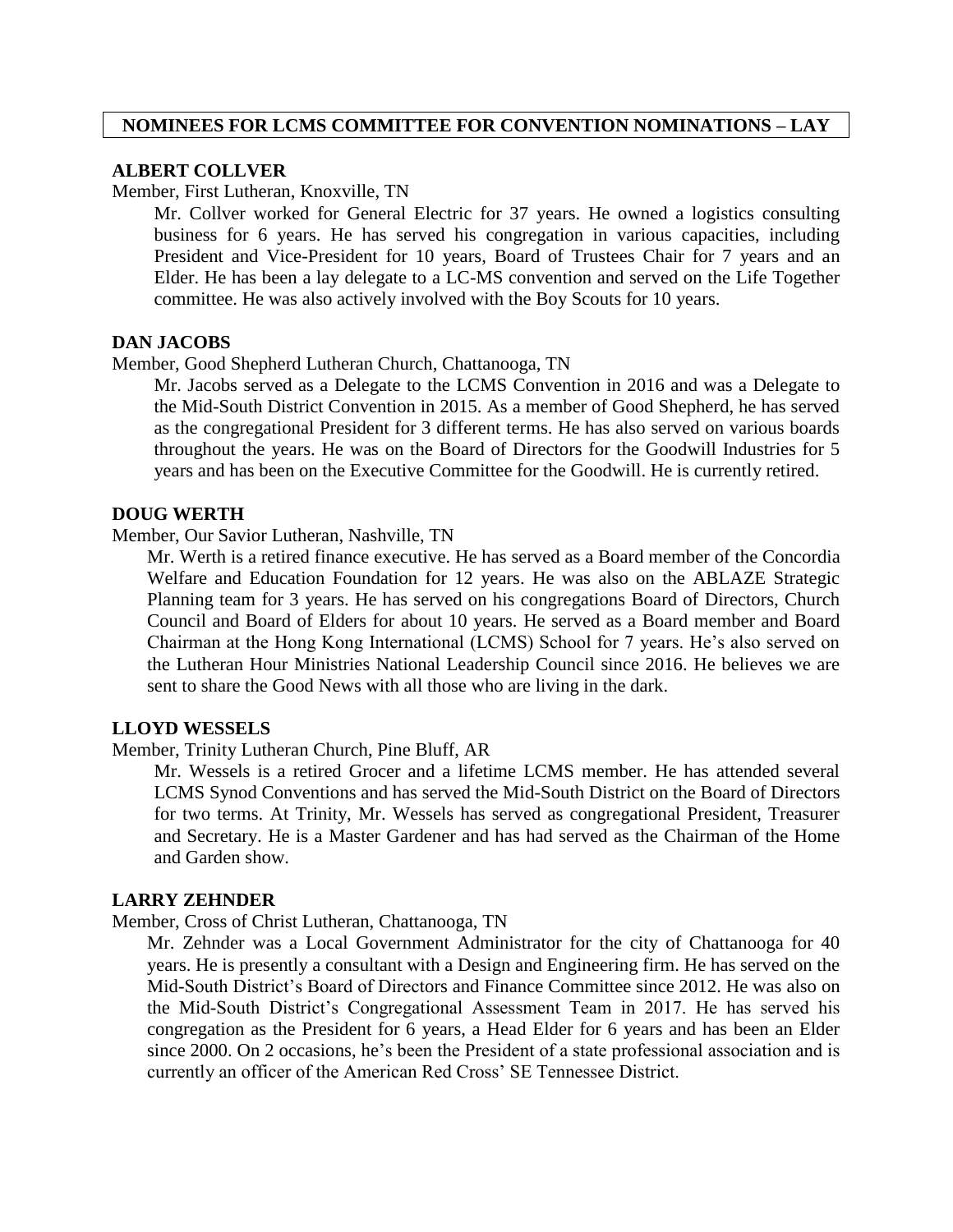## NOMINEES FOR LCMS COMMITTEE FOR CONVENTION NOMINATIONS – LAY

### ALBERT COLLVER

Member, First Lutheran, Knoxville, TN

Mr. Collver worked for General Electric for 37 years. He owned a logistics consulting business for 6 years. He has served his congregation in various capacities, including President and Vice-President for 10 years, Board of Trustees Chair for 7 years and an Elder. He has been a lay delegate to a LC-MS convention and served on the Life Together committee. He was also actively involved with the Boy Scouts for 10 years.

### DAN JACOBS

Member, Good Shepherd Lutheran Church, Chattanooga, TN

Mr. Jacobs served as a Delegate to the LCMS Convention in 2016 and was a Delegate to the Mid-South District Convention in 2015. As a member of Good Shepherd, he has served as the congregational President for 3 different terms. He has also served on various boards throughout the years. He was on the Board of Directors for the Goodwill Industries for 5 years and has been on the Executive Committee for the Goodwill. He is currently retired.

### DOUG WERTH

Member, Our Savior Lutheran, Nashville, TN

Mr. Werth is a retired finance executive. He has served as a Board member of the Concordia Welfare and Education Foundation for 12 years. He was also on the ABLAZE Strategic Planning team for 3 years. He has served on his congregations Board of Directors, Church Council and Board of Elders for about 10 years. He served as a Board member and Board Chairman at the Hong Kong International (LCMS) School for 7 years. He's also served on the Lutheran Hour Ministries National Leadership Council since 2016. He believes we are sent to share the Good News with all those who are living in the dark.

### LLOYD WESSELS

Member, Trinity Lutheran Church, Pine Bluff, AR

Mr. Wessels is a retired Grocer and a lifetime LCMS member. He has attended several LCMS Synod Conventions and has served the Mid-South District on the Board of Directors for two terms. At Trinity, Mr. Wessels has served as congregational President, Treasurer and Secretary. He is a Master Gardener and has had served as the Chairman of the Home and Garden show.

### LARRY ZEHNDER

Member, Cross of Christ Lutheran, Chattanooga, TN

Mr. Zehnder was a Local Government Administrator for the city of Chattanooga for 40 years. He is presently a consultant with a Design and Engineering firm. He has served on the Mid-South District's Board of Directors and Finance Committee since 2012. He was also on the Mid-South District's Congregational Assessment Team in 2017. He has served his congregation as the President for 6 years, a Head Elder for 6 years and has been an Elder since 2000. On 2 occasions, he's been the President of a state professional association and is currently an officer of the American Red Cross' SE Tennessee District.